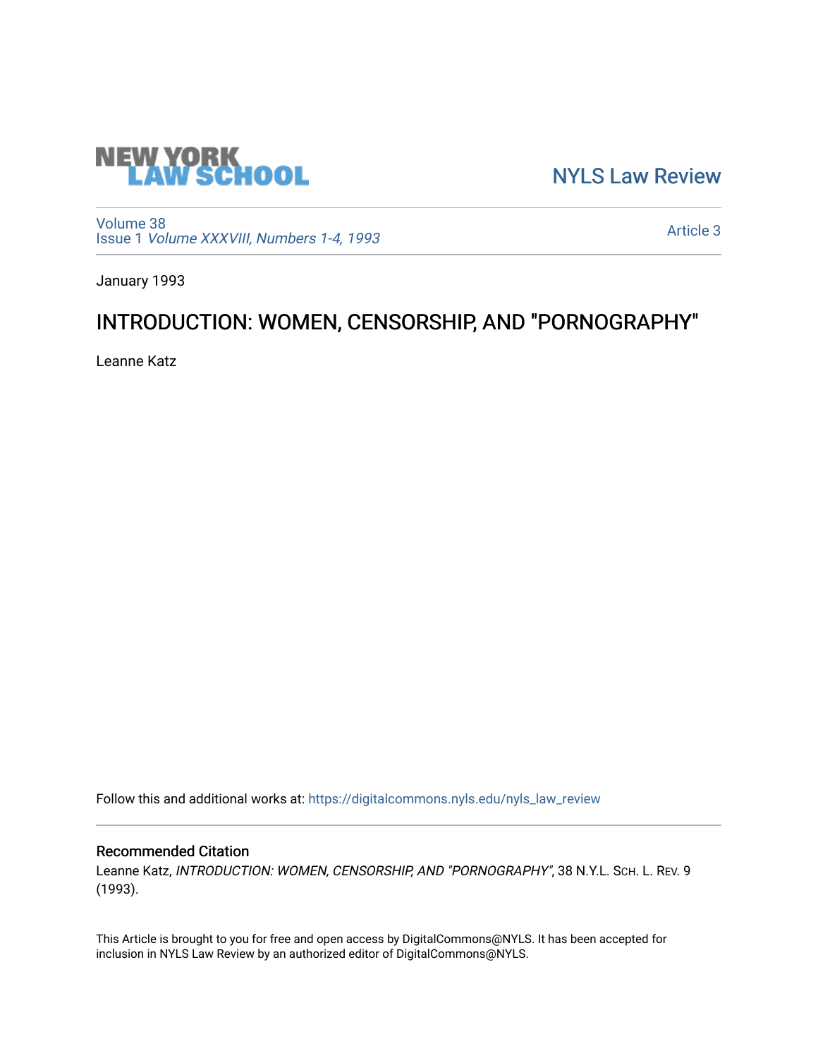NEW YORK LAW SCHOOL

NYLS Law Review

Volume 38
Issue 1 *Volume XXXVIII, Numbers 1-4, 1993*

Article 3

January 1993

# INTRODUCTION: WOMEN, CENSORSHIP, AND "PORNOGRAPHY"

Leanne Katz

Follow this and additional works at: https://digitalcommons.nyls.edu/nyls_law_review

## Recommended Citation

Leanne Katz, *INTRODUCTION: WOMEN, CENSORSHIP, AND "PORNOGRAPHY"*, 38 N.Y.L. Sch. L. Rev. 9 (1993).

This Article is brought to you for free and open access by DigitalCommons@NYLS. It has been accepted for inclusion in NYLS Law Review by an authorized editor of DigitalCommons@NYLS.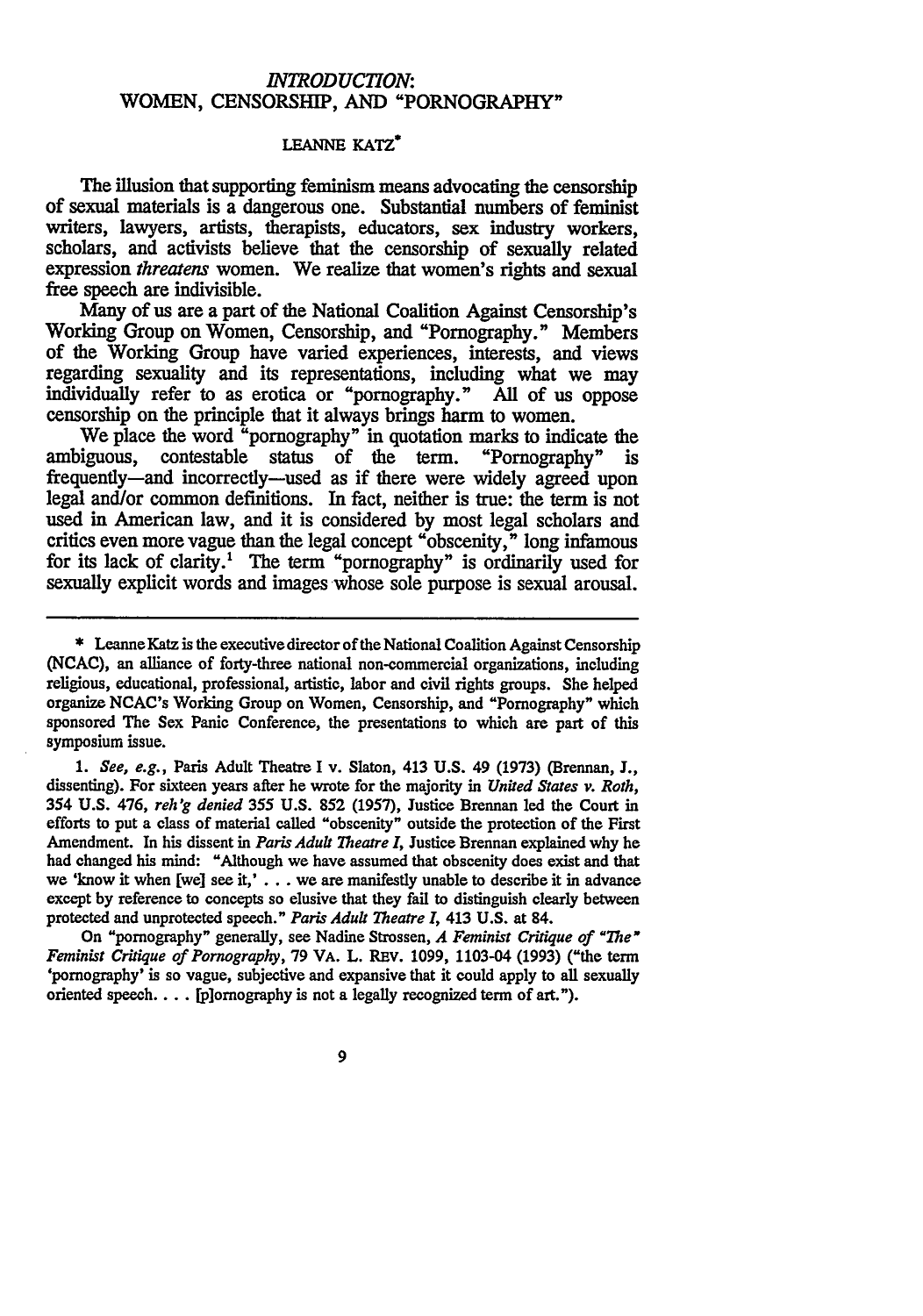# *INTRODUCTION*: WOMEN, CENSORSHIP, AND "PORNOGRAPHY"

LEANNE KATZ*

The illusion that supporting feminism means advocating the censorship of sexual materials is a dangerous one. Substantial numbers of feminist writers, lawyers, artists, therapists, educators, sex industry workers, scholars, and activists believe that the censorship of sexually related expression *threatens* women. We realize that women's rights and sexual free speech are indivisible.

Many of us are a part of the National Coalition Against Censorship's Working Group on Women, Censorship, and "Pornography." Members of the Working Group have varied experiences, interests, and views regarding sexuality and its representations, including what we may individually refer to as erotica or "pornography." All of us oppose censorship on the principle that it always brings harm to women.

We place the word "pornography" in quotation marks to indicate the ambiguous, contestable status of the term. "Pornography" is frequently—and incorrectly—used as if there were widely agreed upon legal and/or common definitions. In fact, neither is true: the term is not used in American law, and it is considered by most legal scholars and critics even more vague than the legal concept "obscenity," long infamous for its lack of clarity.[1] The term "pornography" is ordinarily used for sexually explicit words and images whose sole purpose is sexual arousal.

---

\* Leanne Katz is the executive director of the National Coalition Against Censorship (NCAC), an alliance of forty-three national non-commercial organizations, including religious, educational, professional, artistic, labor and civil rights groups. She helped organize NCAC's Working Group on Women, Censorship, and "Pornography" which sponsored The Sex Panic Conference, the presentations to which are part of this symposium issue.

1. *See, e.g.*, Paris Adult Theatre I v. Slaton, 413 U.S. 49 (1973) (Brennan, J., dissenting). For sixteen years after he wrote for the majority in *United States v. Roth*, 354 U.S. 476, *reh'g denied* 355 U.S. 852 (1957), Justice Brennan led the Court in efforts to put a class of material called "obscenity" outside the protection of the First Amendment. In his dissent in *Paris Adult Theatre I*, Justice Brennan explained why he had changed his mind: "Although we have assumed that obscenity does exist and that we 'know it when [we] see it,' . . . we are manifestly unable to describe it in advance except by reference to concepts so elusive that they fail to distinguish clearly between protected and unprotected speech." *Paris Adult Theatre I*, 413 U.S. at 84.

On "pornography" generally, see Nadine Strossen, *A Feminist Critique of "The" Feminist Critique of Pornography*, 79 VA. L. REV. 1099, 1103-04 (1993) ("the term 'pornography' is so vague, subjective and expansive that it could apply to all sexually oriented speech. . . . [p]ornography is not a legally recognized term of art.").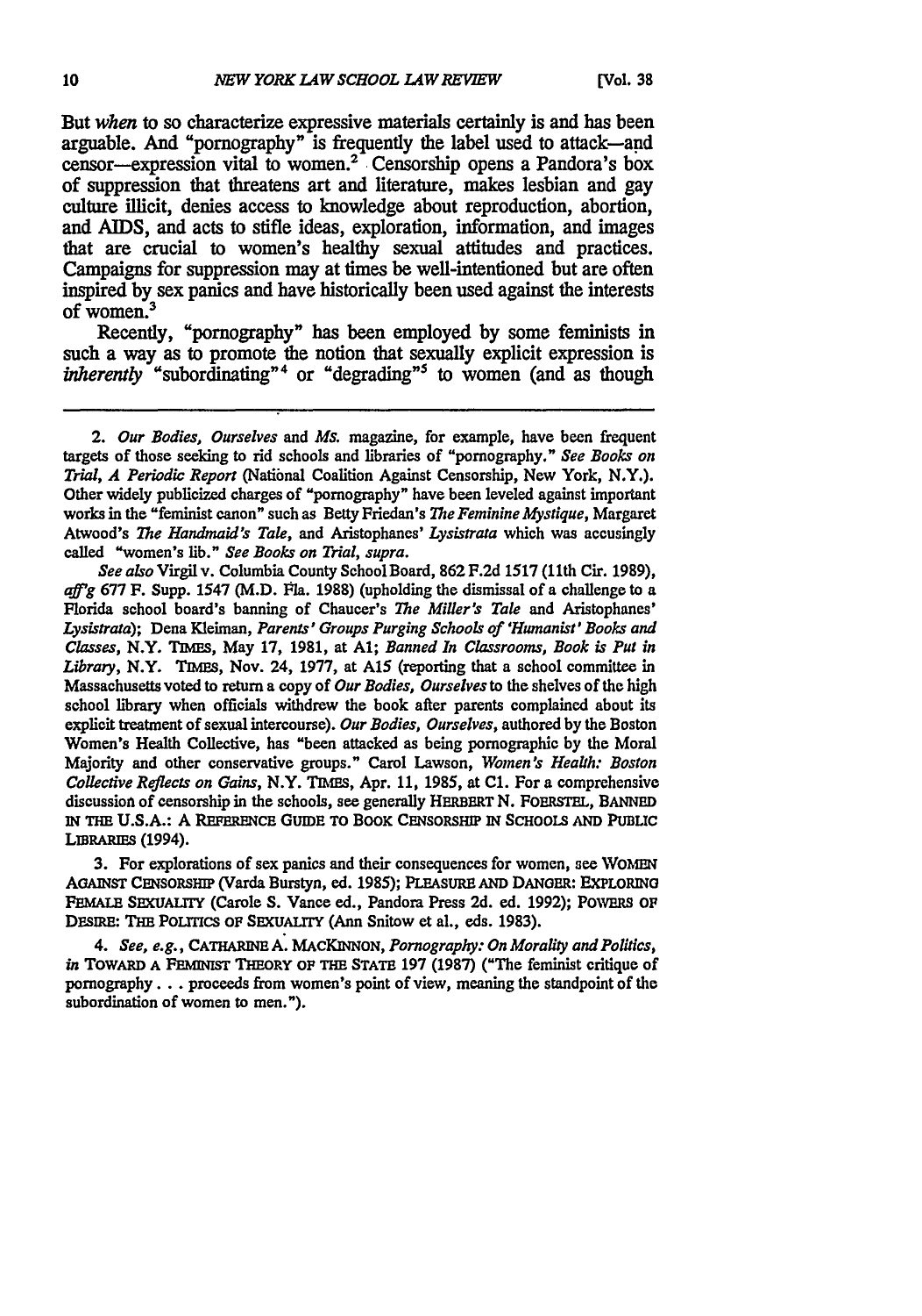But *when* to so characterize expressive materials certainly is and has been arguable. And "pornography" is frequently the label used to attack—and censor—expression vital to women.[2] Censorship opens a Pandora's box of suppression that threatens art and literature, makes lesbian and gay culture illicit, denies access to knowledge about reproduction, abortion, and AIDS, and acts to stifle ideas, exploration, information, and images that are crucial to women's healthy sexual attitudes and practices. Campaigns for suppression may at times be well-intentioned but are often inspired by sex panics and have historically been used against the interests of women.[3]

Recently, "pornography" has been employed by some feminists in such a way as to promote the notion that sexually explicit expression is *inherently* "subordinating"[4] or "degrading"[5] to women (and as though

---

2. *Our Bodies, Ourselves* and *Ms.* magazine, for example, have been frequent targets of those seeking to rid schools and libraries of "pornography." *See Books on Trial, A Periodic Report* (National Coalition Against Censorship, New York, N.Y.). Other widely publicized charges of "pornography" have been leveled against important works in the "feminist canon" such as Betty Friedan's *The Feminine Mystique*, Margaret Atwood's *The Handmaid's Tale*, and Aristophanes' *Lysistrata* which was accusingly called "women's lib." *See Books on Trial, supra.*

*See also* Virgil v. Columbia County School Board, 862 F.2d 1517 (11th Cir. 1989), *aff'g* 677 F. Supp. 1547 (M.D. Fla. 1988) (upholding the dismissal of a challenge to a Florida school board's banning of Chaucer's *The Miller's Tale* and Aristophanes' *Lysistrata*); Dena Kleiman, *Parents' Groups Purging Schools of 'Humanist' Books and Classes*, N.Y. TIMES, May 17, 1981, at A1; *Banned In Classrooms, Book is Put in Library*, N.Y. TIMES, Nov. 24, 1977, at A15 (reporting that a school committee in Massachusetts voted to return a copy of *Our Bodies, Ourselves* to the shelves of the high school library when officials withdrew the book after parents complained about its explicit treatment of sexual intercourse). *Our Bodies, Ourselves*, authored by the Boston Women's Health Collective, has "been attacked as being pornographic by the Moral Majority and other conservative groups." Carol Lawson, *Women's Health: Boston Collective Reflects on Gains*, N.Y. TIMES, Apr. 11, 1985, at C1. For a comprehensive discussion of censorship in the schools, see generally HERBERT N. FOERSTEL, BANNED IN THE U.S.A.: A REFERENCE GUIDE TO BOOK CENSORSHIP IN SCHOOLS AND PUBLIC LIBRARIES (1994).

3. For explorations of sex panics and their consequences for women, see WOMEN AGAINST CENSORSHIP (Varda Burstyn, ed. 1985); PLEASURE AND DANGER: EXPLORING FEMALE SEXUALITY (Carole S. Vance ed., Pandora Press 2d. ed. 1992); POWERS OF DESIRE: THE POLITICS OF SEXUALITY (Ann Snitow et al., eds. 1983).

4. *See, e.g.*, CATHARINE A. MACKINNON, *Pornography: On Morality and Politics*, *in* TOWARD A FEMINIST THEORY OF THE STATE 197 (1987) ("The feminist critique of pornography . . . proceeds from women's point of view, meaning the standpoint of the subordination of women to men.").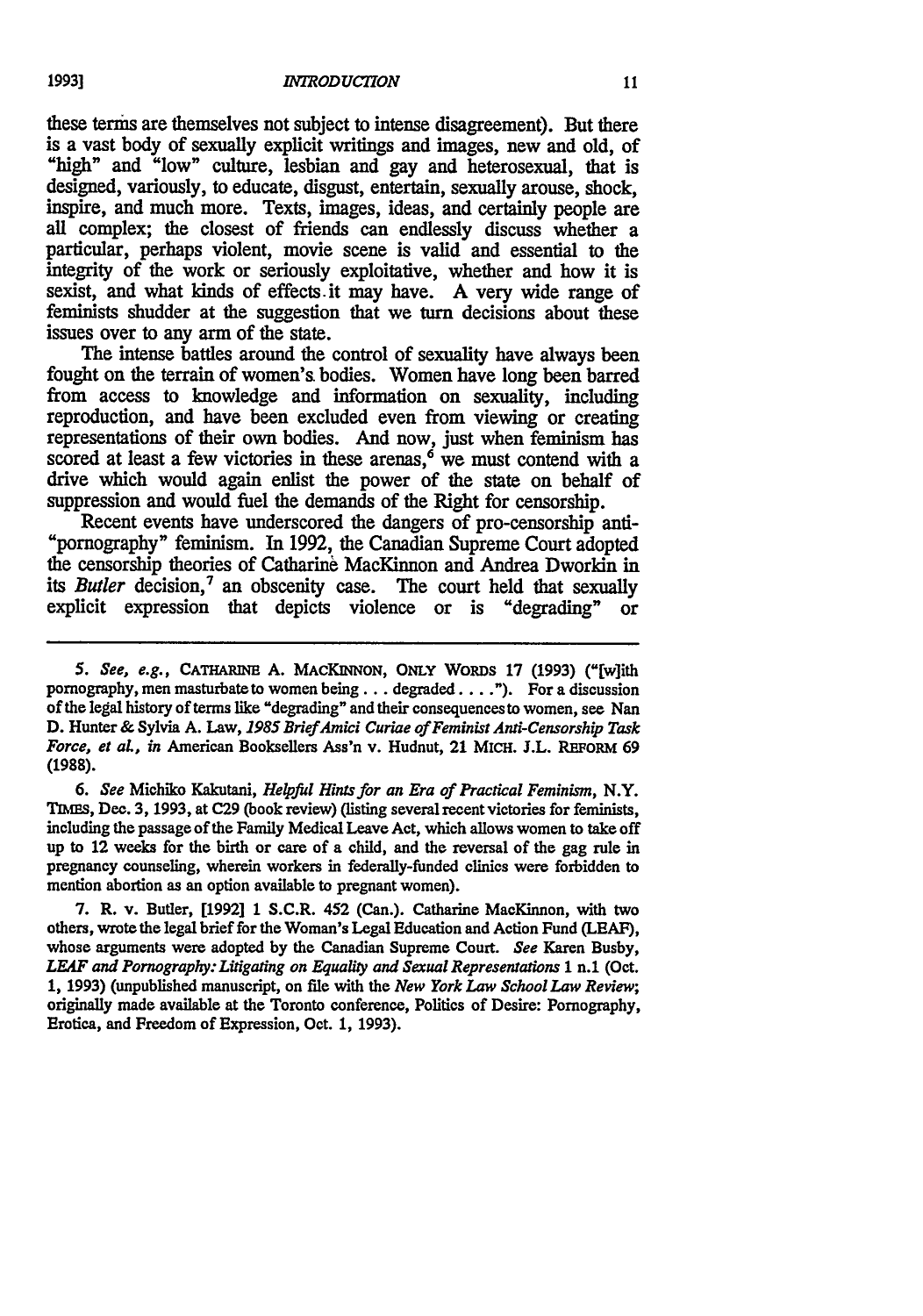these terms are themselves not subject to intense disagreement). But there is a vast body of sexually explicit writings and images, new and old, of "high" and "low" culture, lesbian and gay and heterosexual, that is designed, variously, to educate, disgust, entertain, sexually arouse, shock, inspire, and much more. Texts, images, ideas, and certainly people are all complex; the closest of friends can endlessly discuss whether a particular, perhaps violent, movie scene is valid and essential to the integrity of the work or seriously exploitative, whether and how it is sexist, and what kinds of effects it may have. A very wide range of feminists shudder at the suggestion that we turn decisions about these issues over to any arm of the state.

The intense battles around the control of sexuality have always been fought on the terrain of women's bodies. Women have long been barred from access to knowledge and information on sexuality, including reproduction, and have been excluded even from viewing or creating representations of their own bodies. And now, just when feminism has scored at least a few victories in these arenas,[6] we must contend with a drive which would again enlist the power of the state on behalf of suppression and would fuel the demands of the Right for censorship.

Recent events have underscored the dangers of pro-censorship anti-"pornography" feminism. In 1992, the Canadian Supreme Court adopted the censorship theories of Catharine MacKinnon and Andrea Dworkin in its *Butler* decision,[7] an obscenity case. The court held that sexually explicit expression that depicts violence or is "degrading" or

---

5. *See, e.g.*, CATHARINE A. MACKINNON, ONLY WORDS 17 (1993) ("[w]ith pornography, men masturbate to women being . . . degraded . . . ."). For a discussion of the legal history of terms like "degrading" and their consequences to women, see Nan D. Hunter & Sylvia A. Law, *1985 Brief Amici Curiae of Feminist Anti-Censorship Task Force, et al.*, *in* American Booksellers Ass'n v. Hudnut, 21 MICH. J.L. REFORM 69 (1988).

6. *See* Michiko Kakutani, *Helpful Hints for an Era of Practical Feminism*, N.Y. TIMES, Dec. 3, 1993, at C29 (book review) (listing several recent victories for feminists, including the passage of the Family Medical Leave Act, which allows women to take off up to 12 weeks for the birth or care of a child, and the reversal of the gag rule in pregnancy counseling, wherein workers in federally-funded clinics were forbidden to mention abortion as an option available to pregnant women).

7. R. v. Butler, [1992] 1 S.C.R. 452 (Can.). Catharine MacKinnon, with two others, wrote the legal brief for the Woman's Legal Education and Action Fund (LEAF), whose arguments were adopted by the Canadian Supreme Court. *See* Karen Busby, *LEAF and Pornography: Litigating on Equality and Sexual Representations* 1 n.1 (Oct. 1, 1993) (unpublished manuscript, on file with the *New York Law School Law Review*; originally made available at the Toronto conference, Politics of Desire: Pornography, Erotica, and Freedom of Expression, Oct. 1, 1993).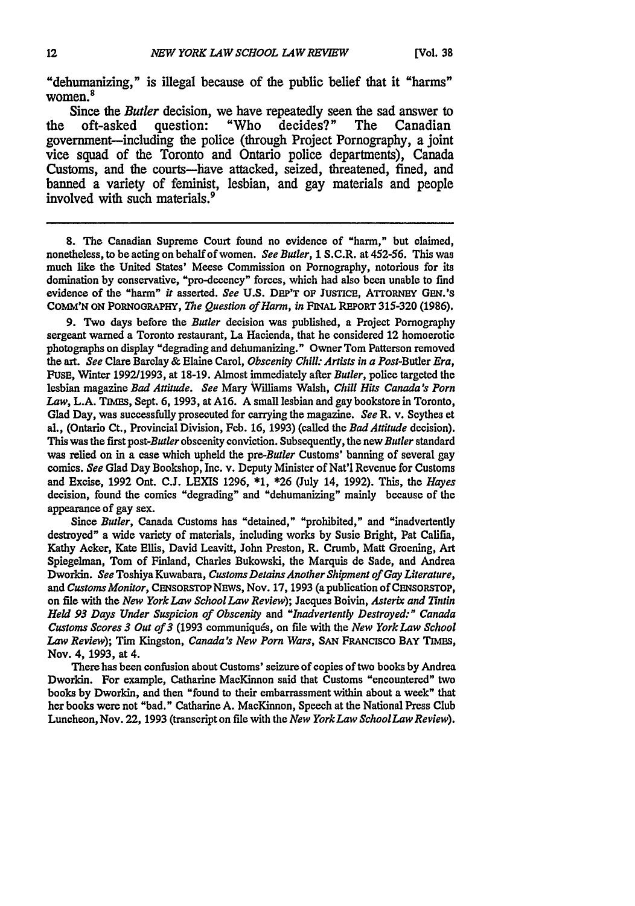"dehumanizing," is illegal because of the public belief that it "harms" women.[8]

Since the *Butler* decision, we have repeatedly seen the sad answer to the oft-asked question: "Who decides?" The Canadian government—including the police (through Project Pornography, a joint vice squad of the Toronto and Ontario police departments), Canada Customs, and the courts—have attacked, seized, threatened, fined, and banned a variety of feminist, lesbian, and gay materials and people involved with such materials.[9]

---

8. The Canadian Supreme Court found no evidence of "harm," but claimed, nonetheless, to be acting on behalf of women. *See Butler*, 1 S.C.R. at 452-56. This was much like the United States' Meese Commission on Pornography, notorious for its domination by conservative, "pro-decency" forces, which had also been unable to find evidence of the "harm" *it* asserted. *See* U.S. DEP'T OF JUSTICE, ATTORNEY GEN.'S COMM'N ON PORNOGRAPHY, *The Question of Harm*, *in* FINAL REPORT 315-320 (1986).

9. Two days before the *Butler* decision was published, a Project Pornography sergeant warned a Toronto restaurant, La Hacienda, that he considered 12 homoerotic photographs on display "degrading and dehumanizing." Owner Tom Patterson removed the art. *See* Clare Barclay & Elaine Carol, *Obscenity Chill: Artists in a Post-*Butler *Era*, FUSE, Winter 1992/1993, at 18-19. Almost immediately after *Butler*, police targeted the lesbian magazine *Bad Attitude*. *See* Mary Williams Walsh, *Chill Hits Canada's Porn Law*, L.A. TIMES, Sept. 6, 1993, at A16. A small lesbian and gay bookstore in Toronto, Glad Day, was successfully prosecuted for carrying the magazine. *See* R. v. Scythes et al., (Ontario Ct., Provincial Division, Feb. 16, 1993) (called the *Bad Attitude* decision). This was the first post-*Butler* obscenity conviction. Subsequently, the new *Butler* standard was relied on in a case which upheld the pre-*Butler* Customs' banning of several gay comics. *See* Glad Day Bookshop, Inc. v. Deputy Minister of Nat'l Revenue for Customs and Excise, 1992 Ont. C.J. LEXIS 1296, \*1, \*26 (July 14, 1992). This, the *Hayes* decision, found the comics "degrading" and "dehumanizing" mainly because of the appearance of gay sex.

Since *Butler*, Canada Customs has "detained," "prohibited," and "inadvertently destroyed" a wide variety of materials, including works by Susie Bright, Pat Califia, Kathy Acker, Kate Ellis, David Leavitt, John Preston, R. Crumb, Matt Groening, Art Spiegelman, Tom of Finland, Charles Bukowski, the Marquis de Sade, and Andrea Dworkin. *See* Toshiya Kuwabara, *Customs Detains Another Shipment of Gay Literature*, and *Customs Monitor*, CENSORSTOP NEWS, Nov. 17, 1993 (a publication of CENSORSTOP, on file with the *New York Law School Law Review*); Jacques Boivin, *Asterix and Tintin Held 93 Days Under Suspicion of Obscenity* and *"Inadvertently Destroyed:" Canada Customs Scores 3 Out of 3* (1993 communiqués, on file with the *New York Law School Law Review*); Tim Kingston, *Canada's New Porn Wars*, SAN FRANCISCO BAY TIMES, Nov. 4, 1993, at 4.

There has been confusion about Customs' seizure of copies of two books by Andrea Dworkin. For example, Catharine MacKinnon said that Customs "encountered" two books by Dworkin, and then "found to their embarrassment within about a week" that her books were not "bad." Catharine A. MacKinnon, Speech at the National Press Club Luncheon, Nov. 22, 1993 (transcript on file with the *New York Law School Law Review*).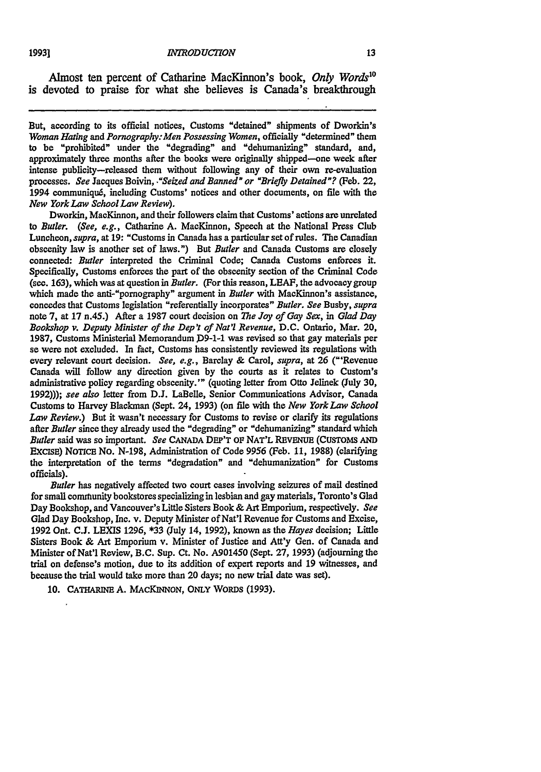Almost ten percent of Catharine MacKinnon's book, *Only Words*[10] is devoted to praise for what she believes is Canada's breakthrough

---

But, according to its official notices, Customs "detained" shipments of Dworkin's *Woman Hating* and *Pornography: Men Possessing Women*, officially "determined" them to be "prohibited" under the "degrading" and "dehumanizing" standard, and, approximately three months after the books were originally shipped—one week after intense publicity—released them without following any of their own re-evaluation processes. *See* Jacques Boivin, *"Seized and Banned" or "Briefly Detained"?* (Feb. 22, 1994 communiqué, including Customs' notices and other documents, on file with the *New York Law School Law Review*).

Dworkin, MacKinnon, and their followers claim that Customs' actions are unrelated to *Butler*. (*See, e.g.*, Catharine A. MacKinnon, Speech at the National Press Club Luncheon, *supra*, at 19: "Customs in Canada has a particular set of rules. The Canadian obscenity law is another set of laws.") But *Butler* and Canada Customs are closely connected: *Butler* interpreted the Criminal Code; Canada Customs enforces it. Specifically, Customs enforces the part of the obscenity section of the Criminal Code (sec. 163), which was at question in *Butler*. (For this reason, LEAF, the advocacy group which made the anti-"pornography" argument in *Butler* with MacKinnon's assistance, concedes that Customs legislation "referentially incorporates" *Butler*. *See* Busby, *supra* note 7, at 17 n.45.) After a 1987 court decision on *The Joy of Gay Sex*, in *Glad Day Bookshop v. Deputy Minister of the Dep't of Nat'l Revenue*, D.C. Ontario, Mar. 20, 1987, Customs Ministerial Memorandum D9-1-1 was revised so that gay materials per se were not excluded. In fact, Customs has consistently reviewed its regulations with every relevant court decision. *See, e.g.*, Barclay & Carol, *supra*, at 26 ("'Revenue Canada will follow any direction given by the courts as it relates to Custom's administrative policy regarding obscenity.'" (quoting letter from Otto Jelinek (July 30, 1992))); *see also* letter from D.J. LaBelle, Senior Communications Advisor, Canada Customs to Harvey Blackman (Sept. 24, 1993) (on file with the *New York Law School Law Review*.) But it wasn't necessary for Customs to revise or clarify its regulations after *Butler* since they already used the "degrading" or "dehumanizing" standard which *Butler* said was so important. *See* CANADA DEP'T OF NAT'L REVENUE (CUSTOMS AND EXCISE) NOTICE NO. N-198, Administration of Code 9956 (Feb. 11, 1988) (clarifying the interpretation of the terms "degradation" and "dehumanization" for Customs officials).

*Butler* has negatively affected two court cases involving seizures of mail destined for small community bookstores specializing in lesbian and gay materials, Toronto's Glad Day Bookshop, and Vancouver's Little Sisters Book & Art Emporium, respectively. *See* Glad Day Bookshop, Inc. v. Deputy Minister of Nat'l Revenue for Customs and Excise, 1992 Ont. C.J. LEXIS 1296, *33 (July 14, 1992), known as the *Hayes* decision; Little Sisters Book & Art Emporium v. Minister of Justice and Att'y Gen. of Canada and Minister of Nat'l Review, B.C. Sup. Ct. No. A901450 (Sept. 27, 1993) (adjourning the trial on defense's motion, due to its addition of expert reports and 19 witnesses, and because the trial would take more than 20 days; no new trial date was set).

10. CATHARINE A. MACKINNON, ONLY WORDS (1993).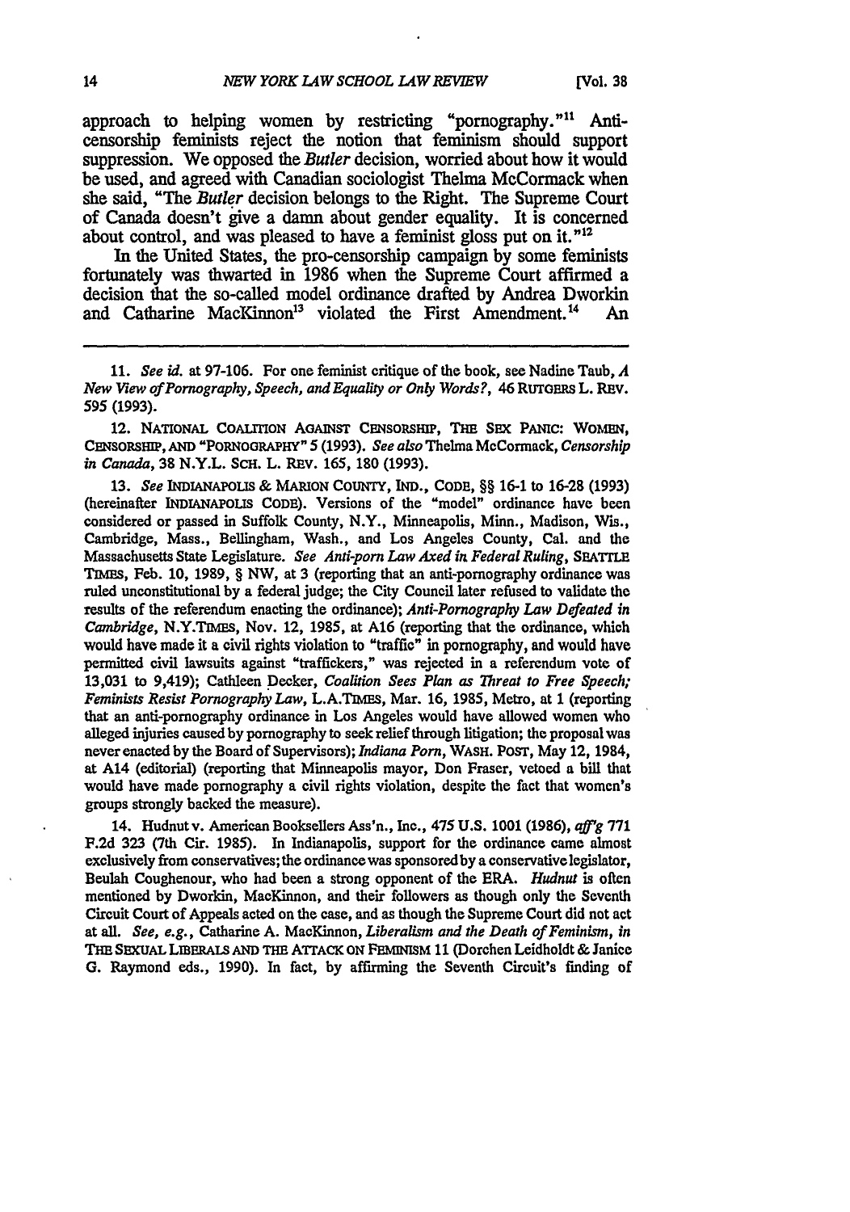approach to helping women by restricting "pornography."[11] Anti-censorship feminists reject the notion that feminism should support suppression. We opposed the *Butler* decision, worried about how it would be used, and agreed with Canadian sociologist Thelma McCormack when she said, "The *Butler* decision belongs to the Right. The Supreme Court of Canada doesn't give a damn about gender equality. It is concerned about control, and was pleased to have a feminist gloss put on it."[12]

In the United States, the pro-censorship campaign by some feminists fortunately was thwarted in 1986 when the Supreme Court affirmed a decision that the so-called model ordinance drafted by Andrea Dworkin and Catharine MacKinnon[13] violated the First Amendment.[14] An

---

11. *See id.* at 97-106. For one feminist critique of the book, see Nadine Taub, *A New View of Pornography, Speech, and Equality or Only Words?*, 46 RUTGERS L. REV. 595 (1993).

12. NATIONAL COALITION AGAINST CENSORSHIP, THE SEX PANIC: WOMEN, CENSORSHIP, AND "PORNOGRAPHY" 5 (1993). *See also* Thelma McCormack, *Censorship in Canada*, 38 N.Y.L. SCH. L. REV. 165, 180 (1993).

13. *See* INDIANAPOLIS & MARION COUNTY, IND., CODE, §§ 16-1 to 16-28 (1993) (hereinafter INDIANAPOLIS CODE). Versions of the "model" ordinance have been considered or passed in Suffolk County, N.Y., Minneapolis, Minn., Madison, Wis., Cambridge, Mass., Bellingham, Wash., and Los Angeles County, Cal. and the Massachusetts State Legislature. *See Anti-porn Law Axed in Federal Ruling*, SEATTLE TIMES, Feb. 10, 1989, § NW, at 3 (reporting that an anti-pornography ordinance was ruled unconstitutional by a federal judge; the City Council later refused to validate the results of the referendum enacting the ordinance); *Anti-Pornography Law Defeated in Cambridge*, N.Y.TIMES, Nov. 12, 1985, at A16 (reporting that the ordinance, which would have made it a civil rights violation to "traffic" in pornography, and would have permitted civil lawsuits against "traffickers," was rejected in a referendum vote of 13,031 to 9,419); Cathleen Decker, *Coalition Sees Plan as Threat to Free Speech; Feminists Resist Pornography Law*, L.A.TIMES, Mar. 16, 1985, Metro, at 1 (reporting that an anti-pornography ordinance in Los Angeles would have allowed women who alleged injuries caused by pornography to seek relief through litigation; the proposal was never enacted by the Board of Supervisors); *Indiana Porn*, WASH. POST, May 12, 1984, at A14 (editorial) (reporting that Minneapolis mayor, Don Fraser, vetoed a bill that would have made pornography a civil rights violation, despite the fact that women's groups strongly backed the measure).

14. Hudnut v. American Booksellers Ass'n., Inc., 475 U.S. 1001 (1986), *aff'g* 771 F.2d 323 (7th Cir. 1985). In Indianapolis, support for the ordinance came almost exclusively from conservatives; the ordinance was sponsored by a conservative legislator, Beulah Coughenour, who had been a strong opponent of the ERA. *Hudnut* is often mentioned by Dworkin, MacKinnon, and their followers as though only the Seventh Circuit Court of Appeals acted on the case, and as though the Supreme Court did not act at all. *See, e.g.*, Catharine A. MacKinnon, *Liberalism and the Death of Feminism*, *in* THE SEXUAL LIBERALS AND THE ATTACK ON FEMINISM 11 (Dorchen Leidholdt & Janice G. Raymond eds., 1990). In fact, by affirming the Seventh Circuit's finding of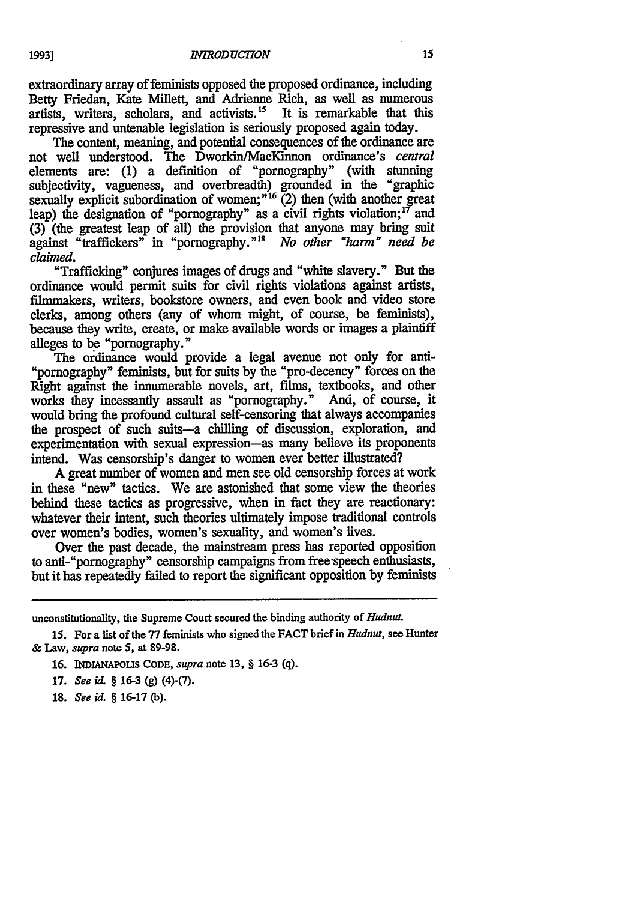extraordinary array of feminists opposed the proposed ordinance, including Betty Friedan, Kate Millett, and Adrienne Rich, as well as numerous artists, writers, scholars, and activists.[15] It is remarkable that this repressive and untenable legislation is seriously proposed again today.

The content, meaning, and potential consequences of the ordinance are not well understood. The Dworkin/MacKinnon ordinance's *central* elements are: (1) a definition of "pornography" (with stunning subjectivity, vagueness, and overbreadth) grounded in the "graphic sexually explicit subordination of women;"[16] (2) then (with another great leap) the designation of "pornography" as a civil rights violation;[17] and (3) (the greatest leap of all) the provision that anyone may bring suit against "traffickers" in "pornography."[18] *No other "harm" need be claimed.*

"Trafficking" conjures images of drugs and "white slavery." But the ordinance would permit suits for civil rights violations against artists, filmmakers, writers, bookstore owners, and even book and video store clerks, among others (any of whom might, of course, be feminists), because they write, create, or make available words or images a plaintiff alleges to be "pornography."

The ordinance would provide a legal avenue not only for anti-"pornography" feminists, but for suits by the "pro-decency" forces on the Right against the innumerable novels, art, films, textbooks, and other works they incessantly assault as "pornography." And, of course, it would bring the profound cultural self-censoring that always accompanies the prospect of such suits—a chilling of discussion, exploration, and experimentation with sexual expression—as many believe its proponents intend. Was censorship's danger to women ever better illustrated?

A great number of women and men see old censorship forces at work in these "new" tactics. We are astonished that some view the theories behind these tactics as progressive, when in fact they are reactionary: whatever their intent, such theories ultimately impose traditional controls over women's bodies, women's sexuality, and women's lives.

Over the past decade, the mainstream press has reported opposition to anti-"pornography" censorship campaigns from free-speech enthusiasts, but it has repeatedly failed to report the significant opposition by feminists

---

unconstitutionality, the Supreme Court secured the binding authority of *Hudnut*.

15. For a list of the 77 feminists who signed the FACT brief in *Hudnut*, see Hunter & Law, *supra* note 5, at 89-98.

16. INDIANAPOLIS CODE, *supra* note 13, § 16-3 (q).

17. *See id.* § 16-3 (g) (4)-(7).

18. *See id.* § 16-17 (b).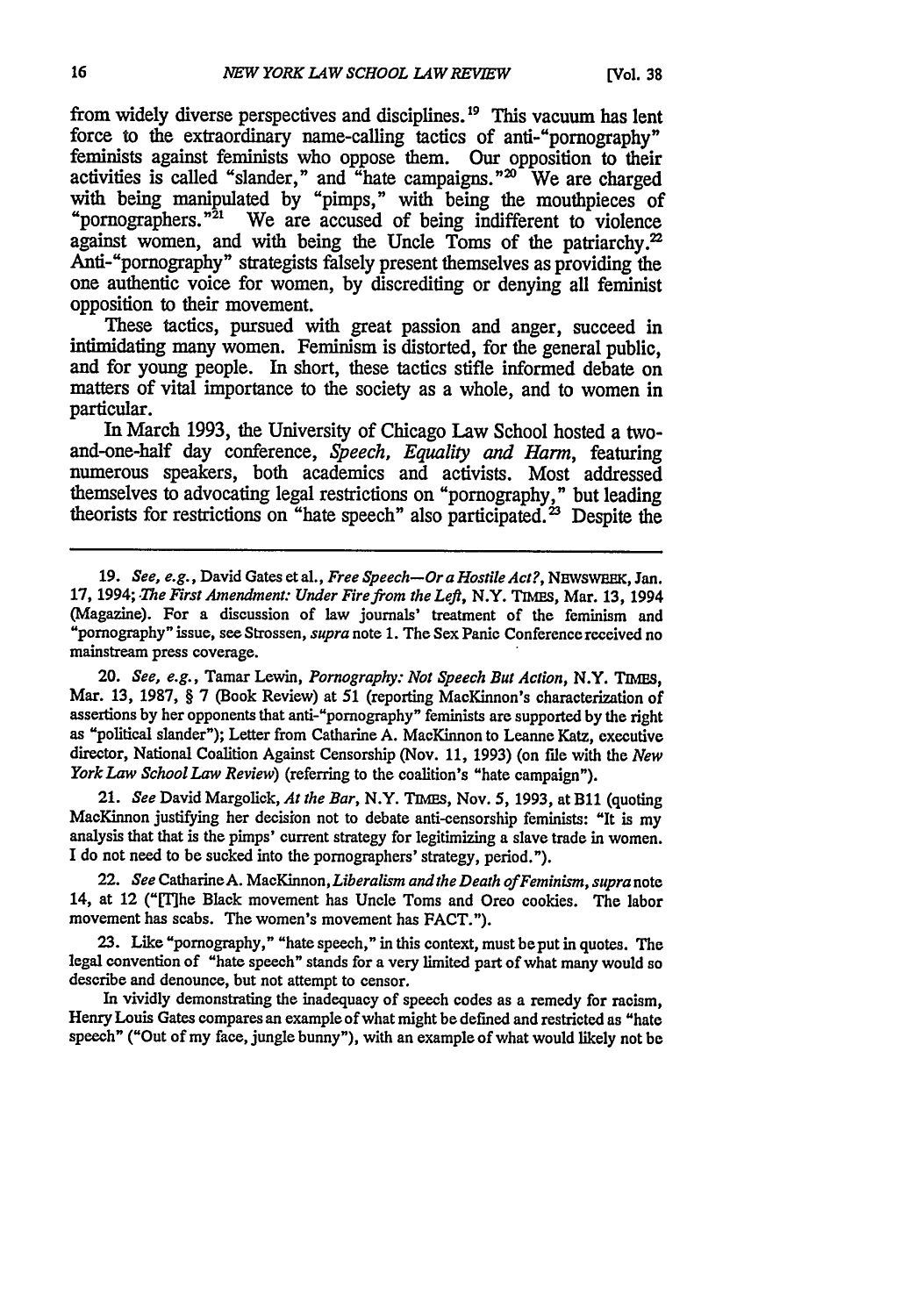from widely diverse perspectives and disciplines.[19] This vacuum has lent force to the extraordinary name-calling tactics of anti-"pornography" feminists against feminists who oppose them. Our opposition to their activities is called "slander," and "hate campaigns."[20] We are charged with being manipulated by "pimps," with being the mouthpieces of "pornographers."[21] We are accused of being indifferent to violence against women, and with being the Uncle Toms of the patriarchy.[22] Anti-"pornography" strategists falsely present themselves as providing the one authentic voice for women, by discrediting or denying all feminist opposition to their movement.

These tactics, pursued with great passion and anger, succeed in intimidating many women. Feminism is distorted, for the general public, and for young people. In short, these tactics stifle informed debate on matters of vital importance to the society as a whole, and to women in particular.

In March 1993, the University of Chicago Law School hosted a two-and-one-half day conference, *Speech, Equality and Harm*, featuring numerous speakers, both academics and activists. Most addressed themselves to advocating legal restrictions on "pornography," but leading theorists for restrictions on "hate speech" also participated.[23] Despite the

---

19. *See, e.g.*, David Gates et al., *Free Speech—Or a Hostile Act?*, NEWSWEEK, Jan. 17, 1994; *The First Amendment: Under Fire from the Left*, N.Y. TIMES, Mar. 13, 1994 (Magazine). For a discussion of law journals' treatment of the feminism and "pornography" issue, see Strossen, *supra* note 1. The Sex Panic Conference received no mainstream press coverage.

20. *See, e.g.*, Tamar Lewin, *Pornography: Not Speech But Action*, N.Y. TIMES, Mar. 13, 1987, § 7 (Book Review) at 51 (reporting MacKinnon's characterization of assertions by her opponents that anti-"pornography" feminists are supported by the right as "political slander"); Letter from Catharine A. MacKinnon to Leanne Katz, executive director, National Coalition Against Censorship (Nov. 11, 1993) (on file with the *New York Law School Law Review*) (referring to the coalition's "hate campaign").

21. *See* David Margolick, *At the Bar*, N.Y. TIMES, Nov. 5, 1993, at B11 (quoting MacKinnon justifying her decision not to debate anti-censorship feminists: "It is my analysis that that is the pimps' current strategy for legitimizing a slave trade in women. I do not need to be sucked into the pornographers' strategy, period.").

22. *See* Catharine A. MacKinnon, *Liberalism and the Death of Feminism*, *supra* note 14, at 12 ("[T]he Black movement has Uncle Toms and Oreo cookies. The labor movement has scabs. The women's movement has FACT.").

23. Like "pornography," "hate speech," in this context, must be put in quotes. The legal convention of "hate speech" stands for a very limited part of what many would so describe and denounce, but not attempt to censor.

In vividly demonstrating the inadequacy of speech codes as a remedy for racism, Henry Louis Gates compares an example of what might be defined and restricted as "hate speech" ("Out of my face, jungle bunny"), with an example of what would likely not be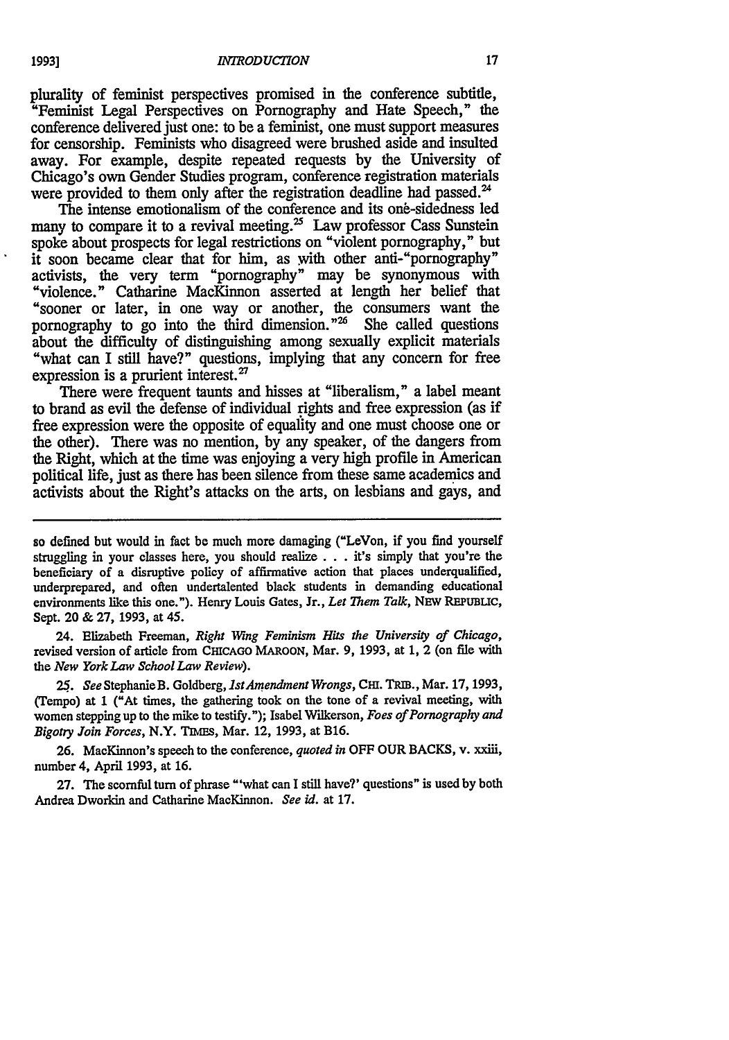plurality of feminist perspectives promised in the conference subtitle, "Feminist Legal Perspectives on Pornography and Hate Speech," the conference delivered just one: to be a feminist, one must support measures for censorship. Feminists who disagreed were brushed aside and insulted away. For example, despite repeated requests by the University of Chicago's own Gender Studies program, conference registration materials were provided to them only after the registration deadline had passed.[24]

The intense emotionalism of the conference and its one-sidedness led many to compare it to a revival meeting.[25] Law professor Cass Sunstein spoke about prospects for legal restrictions on "violent pornography," but it soon became clear that for him, as with other anti-"pornography" activists, the very term "pornography" may be synonymous with "violence." Catharine MacKinnon asserted at length her belief that "sooner or later, in one way or another, the consumers want the pornography to go into the third dimension."[26] She called questions about the difficulty of distinguishing among sexually explicit materials "what can I still have?" questions, implying that any concern for free expression is a prurient interest.[27]

There were frequent taunts and hisses at "liberalism," a label meant to brand as evil the defense of individual rights and free expression (as if free expression were the opposite of equality and one must choose one or the other). There was no mention, by any speaker, of the dangers from the Right, which at the time was enjoying a very high profile in American political life, just as there has been silence from these same academics and activists about the Right's attacks on the arts, on lesbians and gays, and

---

so defined but would in fact be much more damaging ("LeVon, if you find yourself struggling in your classes here, you should realize . . . it's simply that you're the beneficiary of a disruptive policy of affirmative action that places underqualified, underprepared, and often undertalented black students in demanding educational environments like this one."). Henry Louis Gates, Jr., *Let Them Talk*, NEW REPUBLIC, Sept. 20 & 27, 1993, at 45.

24. Elizabeth Freeman, *Right Wing Feminism Hits the University of Chicago*, revised version of article from CHICAGO MAROON, Mar. 9, 1993, at 1, 2 (on file with the *New York Law School Law Review*).

25. *See* Stephanie B. Goldberg, *1st Amendment Wrongs*, CHI. TRIB., Mar. 17, 1993, (Tempo) at 1 ("At times, the gathering took on the tone of a revival meeting, with women stepping up to the mike to testify."); Isabel Wilkerson, *Foes of Pornography and Bigotry Join Forces*, N.Y. TIMES, Mar. 12, 1993, at B16.

26. MacKinnon's speech to the conference, *quoted in* OFF OUR BACKS, v. xxiii, number 4, April 1993, at 16.

27. The scornful turn of phrase "'what can I still have?' questions" is used by both Andrea Dworkin and Catharine MacKinnon. *See id.* at 17.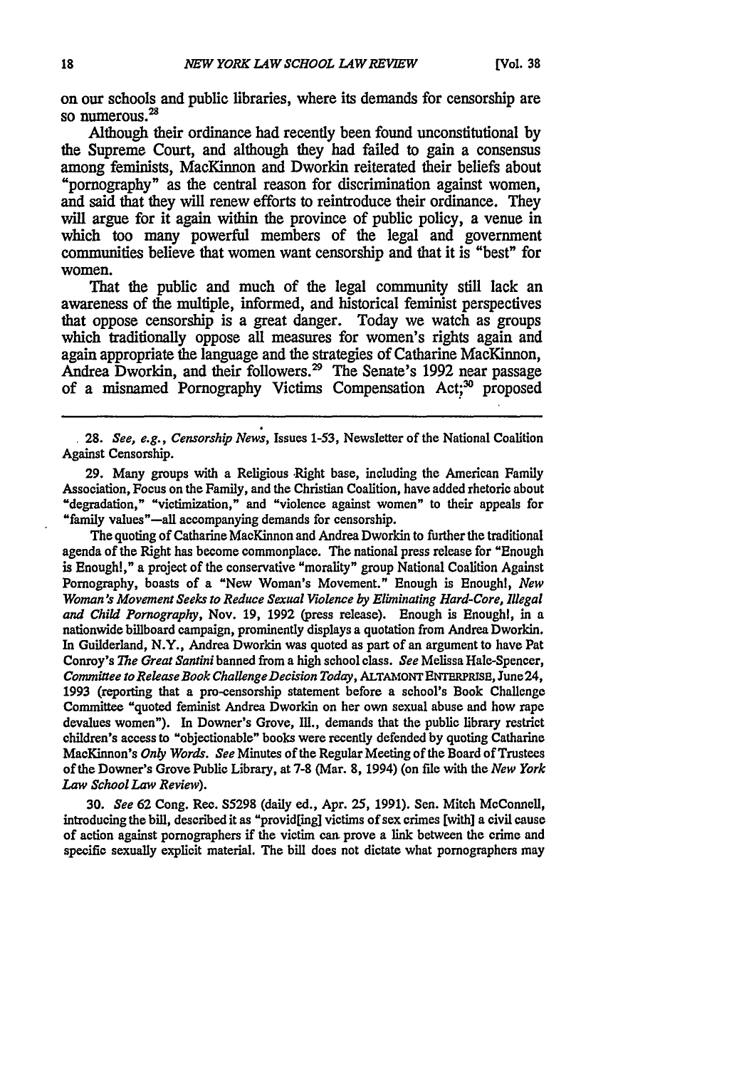on our schools and public libraries, where its demands for censorship are so numerous.[28]

Although their ordinance had recently been found unconstitutional by the Supreme Court, and although they had failed to gain a consensus among feminists, MacKinnon and Dworkin reiterated their beliefs about "pornography" as the central reason for discrimination against women, and said that they will renew efforts to reintroduce their ordinance. They will argue for it again within the province of public policy, a venue in which too many powerful members of the legal and government communities believe that women want censorship and that it is "best" for women.

That the public and much of the legal community still lack an awareness of the multiple, informed, and historical feminist perspectives that oppose censorship is a great danger. Today we watch as groups which traditionally oppose all measures for women's rights again and again appropriate the language and the strategies of Catharine MacKinnon, Andrea Dworkin, and their followers.[29] The Senate's 1992 near passage of a misnamed Pornography Victims Compensation Act;[30] proposed

---

28. *See, e.g.*, *Censorship News*, Issues 1-53, Newsletter of the National Coalition Against Censorship.

29. Many groups with a Religious Right base, including the American Family Association, Focus on the Family, and the Christian Coalition, have added rhetoric about "degradation," "victimization," and "violence against women" to their appeals for "family values"—all accompanying demands for censorship.

The quoting of Catharine MacKinnon and Andrea Dworkin to further the traditional agenda of the Right has become commonplace. The national press release for "Enough is Enough!," a project of the conservative "morality" group National Coalition Against Pornography, boasts of a "New Woman's Movement." Enough is Enough!, *New Woman's Movement Seeks to Reduce Sexual Violence by Eliminating Hard-Core, Illegal and Child Pornography*, Nov. 19, 1992 (press release). Enough is Enough!, in a nationwide billboard campaign, prominently displays a quotation from Andrea Dworkin. In Guilderland, N.Y., Andrea Dworkin was quoted as part of an argument to have Pat Conroy's *The Great Santini* banned from a high school class. *See* Melissa Hale-Spencer, *Committee to Release Book Challenge Decision Today*, ALTAMONT ENTERPRISE, June 24, 1993 (reporting that a pro-censorship statement before a school's Book Challenge Committee "quoted feminist Andrea Dworkin on her own sexual abuse and how rape devalues women"). In Downer's Grove, Ill., demands that the public library restrict children's access to "objectionable" books were recently defended by quoting Catharine MacKinnon's *Only Words*. *See* Minutes of the Regular Meeting of the Board of Trustees of the Downer's Grove Public Library, at 7-8 (Mar. 8, 1994) (on file with the *New York Law School Law Review*).

30. *See* 62 Cong. Rec. S5298 (daily ed., Apr. 25, 1991). Sen. Mitch McConnell, introducing the bill, described it as "provid[ing] victims of sex crimes [with] a civil cause of action against pornographers if the victim can prove a link between the crime and specific sexually explicit material. The bill does not dictate what pornographers may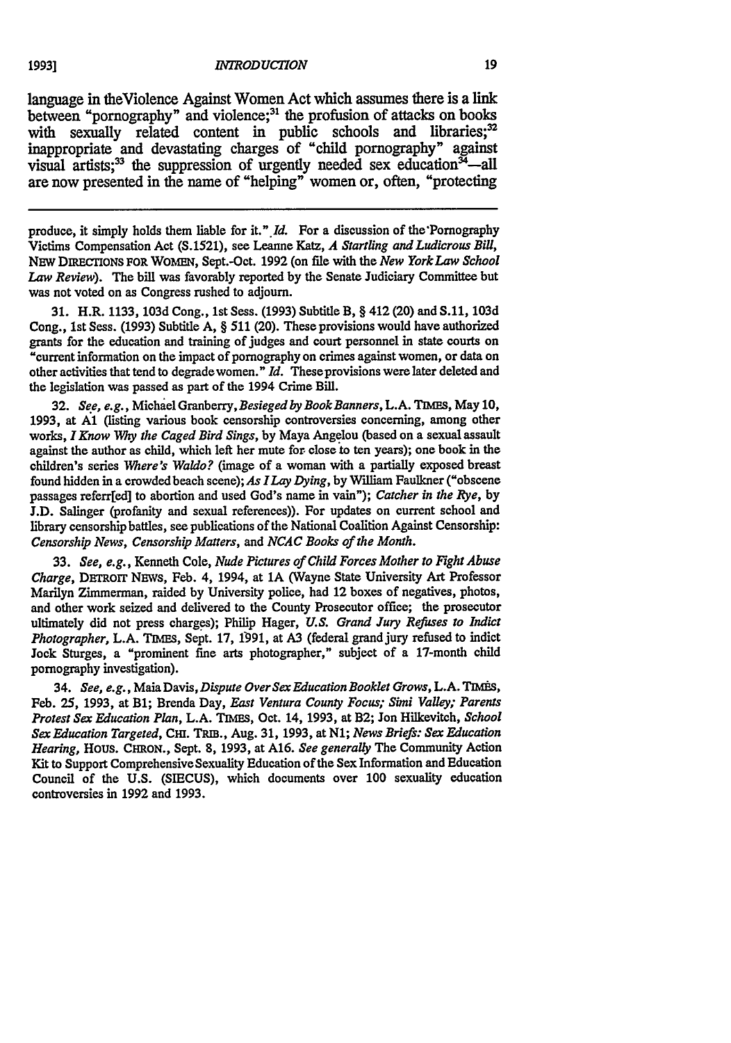language in theViolence Against Women Act which assumes there is a link between "pornography" and violence;[31] the profusion of attacks on books with sexually related content in public schools and libraries;[32] inappropriate and devastating charges of "child pornography" against visual artists;[33] the suppression of urgently needed sex education[34]—all are now presented in the name of "helping" women or, often, "protecting

---

produce, it simply holds them liable for it." *Id.* For a discussion of the Pornography Victims Compensation Act (S.1521), see Leanne Katz, *A Startling and Ludicrous Bill*, NEW DIRECTIONS FOR WOMEN, Sept.-Oct. 1992 (on file with the *New York Law School Law Review*). The bill was favorably reported by the Senate Judiciary Committee but was not voted on as Congress rushed to adjourn.

31. H.R. 1133, 103d Cong., 1st Sess. (1993) Subtitle B, § 412 (20) and S.11, 103d Cong., 1st Sess. (1993) Subtitle A, § 511 (20). These provisions would have authorized grants for the education and training of judges and court personnel in state courts on "current information on the impact of pornography on crimes against women, or data on other activities that tend to degrade women." *Id.* These provisions were later deleted and the legislation was passed as part of the 1994 Crime Bill.

32. *See, e.g.*, Michael Granberry, *Besieged by Book Banners*, L.A. TIMES, May 10, 1993, at A1 (listing various book censorship controversies concerning, among other works, *I Know Why the Caged Bird Sings*, by Maya Angelou (based on a sexual assault against the author as child, which left her mute for close to ten years); one book in the children's series *Where's Waldo?* (image of a woman with a partially exposed breast found hidden in a crowded beach scene); *As I Lay Dying*, by William Faulkner ("obscene passages referr[ed] to abortion and used God's name in vain"); *Catcher in the Rye*, by J.D. Salinger (profanity and sexual references)). For updates on current school and library censorship battles, see publications of the National Coalition Against Censorship: *Censorship News*, *Censorship Matters*, and *NCAC Books of the Month*.

33. *See, e.g.*, Kenneth Cole, *Nude Pictures of Child Forces Mother to Fight Abuse Charge*, DETROIT NEWS, Feb. 4, 1994, at 1A (Wayne State University Art Professor Marilyn Zimmerman, raided by University police, had 12 boxes of negatives, photos, and other work seized and delivered to the County Prosecutor office; the prosecutor ultimately did not press charges); Philip Hager, *U.S. Grand Jury Refuses to Indict Photographer*, L.A. TIMES, Sept. 17, 1991, at A3 (federal grand jury refused to indict Jock Sturges, a "prominent fine arts photographer," subject of a 17-month child pornography investigation).

34. *See, e.g.*, Maia Davis, *Dispute Over Sex Education Booklet Grows*, L.A. TIMES, Feb. 25, 1993, at B1; Brenda Day, *East Ventura County Focus; Simi Valley; Parents Protest Sex Education Plan*, L.A. TIMES, Oct. 14, 1993, at B2; Jon Hilkevitch, *School Sex Education Targeted*, CHI. TRIB., Aug. 31, 1993, at N1; *News Briefs: Sex Education Hearing*, HOUS. CHRON., Sept. 8, 1993, at A16. *See generally* The Community Action Kit to Support Comprehensive Sexuality Education of the Sex Information and Education Council of the U.S. (SIECUS), which documents over 100 sexuality education controversies in 1992 and 1993.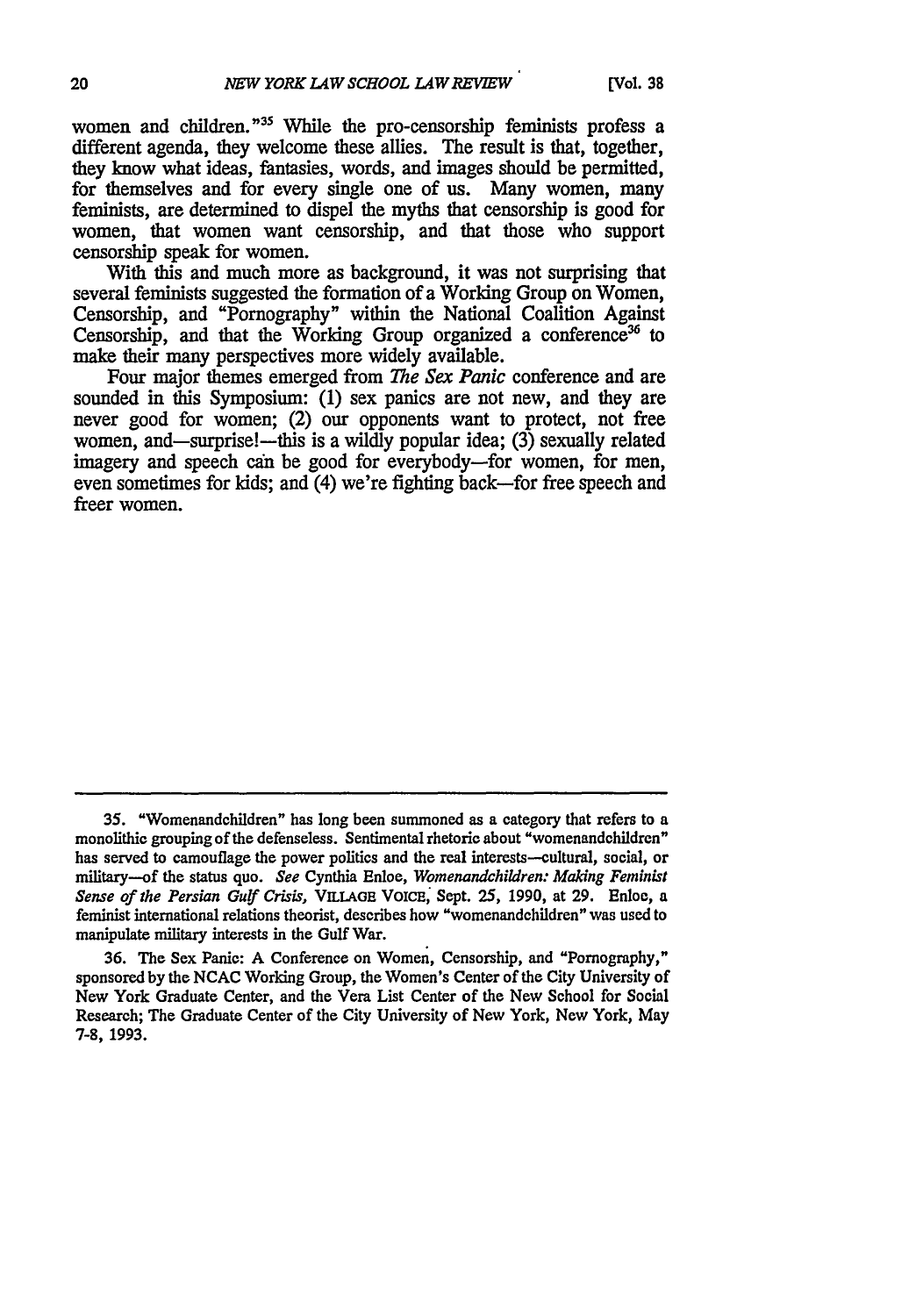women and children."[35] While the pro-censorship feminists profess a different agenda, they welcome these allies. The result is that, together, they know what ideas, fantasies, words, and images should be permitted, for themselves and for every single one of us. Many women, many feminists, are determined to dispel the myths that censorship is good for women, that women want censorship, and that those who support censorship speak for women.

With this and much more as background, it was not surprising that several feminists suggested the formation of a Working Group on Women, Censorship, and "Pornography" within the National Coalition Against Censorship, and that the Working Group organized a conference[36] to make their many perspectives more widely available.

Four major themes emerged from *The Sex Panic* conference and are sounded in this Symposium: (1) sex panics are not new, and they are never good for women; (2) our opponents want to protect, not free women, and—surprise!—this is a wildly popular idea; (3) sexually related imagery and speech can be good for everybody—for women, for men, even sometimes for kids; and (4) we're fighting back—for free speech and freer women.

---

35. "Womenandchildren" has long been summoned as a category that refers to a monolithic grouping of the defenseless. Sentimental rhetoric about "womenandchildren" has served to camouflage the power politics and the real interests—cultural, social, or military—of the status quo. *See* Cynthia Enloe, *Womenandchildren: Making Feminist Sense of the Persian Gulf Crisis*, VILLAGE VOICE, Sept. 25, 1990, at 29. Enloe, a feminist international relations theorist, describes how "womenandchildren" was used to manipulate military interests in the Gulf War.

36. The Sex Panic: A Conference on Women, Censorship, and "Pornography," sponsored by the NCAC Working Group, the Women's Center of the City University of New York Graduate Center, and the Vera List Center of the New School for Social Research; The Graduate Center of the City University of New York, New York, May 7-8, 1993.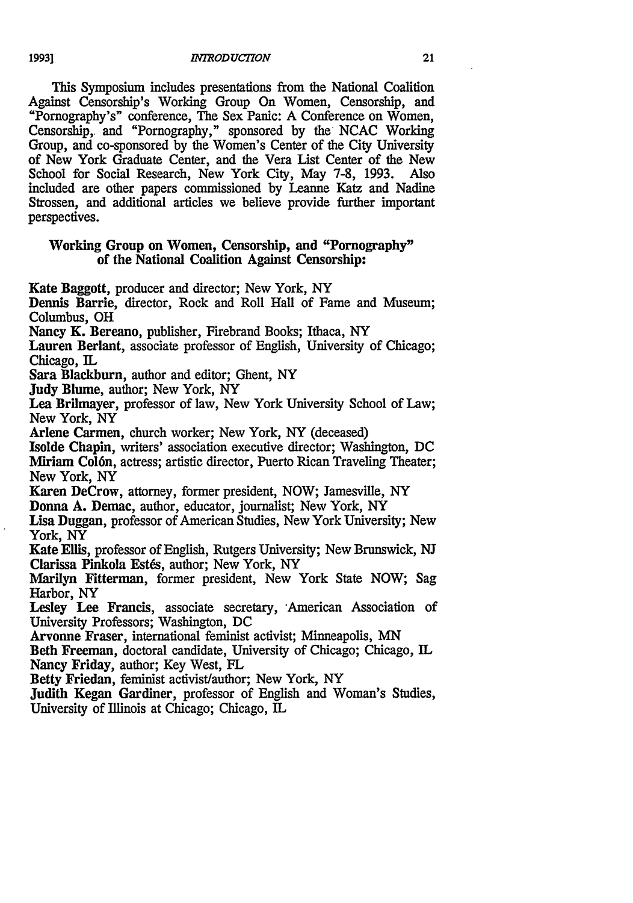This Symposium includes presentations from the National Coalition Against Censorship's Working Group On Women, Censorship, and "Pornography's" conference, The Sex Panic: A Conference on Women, Censorship, and "Pornography," sponsored by the NCAC Working Group, and co-sponsored by the Women's Center of the City University of New York Graduate Center, and the Vera List Center of the New School for Social Research, New York City, May 7-8, 1993. Also included are other papers commissioned by Leanne Katz and Nadine Strossen, and additional articles we believe provide further important perspectives.

**Working Group on Women, Censorship, and "Pornography" of the National Coalition Against Censorship:**

**Kate Baggott**, producer and director; New York, NY
**Dennis Barrie**, director, Rock and Roll Hall of Fame and Museum; Columbus, OH
**Nancy K. Bereano**, publisher, Firebrand Books; Ithaca, NY
**Lauren Berlant**, associate professor of English, University of Chicago; Chicago, IL
**Sara Blackburn**, author and editor; Ghent, NY
**Judy Blume**, author; New York, NY
**Lea Brilmayer**, professor of law, New York University School of Law; New York, NY
**Arlene Carmen**, church worker; New York, NY (deceased)
**Isolde Chapin**, writers' association executive director; Washington, DC
**Miriam Colón**, actress; artistic director, Puerto Rican Traveling Theater; New York, NY
**Karen DeCrow**, attorney, former president, NOW; Jamesville, NY
**Donna A. Demac**, author, educator, journalist; New York, NY
**Lisa Duggan**, professor of American Studies, New York University; New York, NY
**Kate Ellis**, professor of English, Rutgers University; New Brunswick, NJ
**Clarissa Pinkola Estés**, author; New York, NY
**Marilyn Fitterman**, former president, New York State NOW; Sag Harbor, NY
**Lesley Lee Francis**, associate secretary, American Association of University Professors; Washington, DC
**Arvonne Fraser**, international feminist activist; Minneapolis, MN
**Beth Freeman**, doctoral candidate, University of Chicago; Chicago, IL
**Nancy Friday**, author; Key West, FL
**Betty Friedan**, feminist activist/author; New York, NY
**Judith Kegan Gardiner**, professor of English and Woman's Studies, University of Illinois at Chicago; Chicago, IL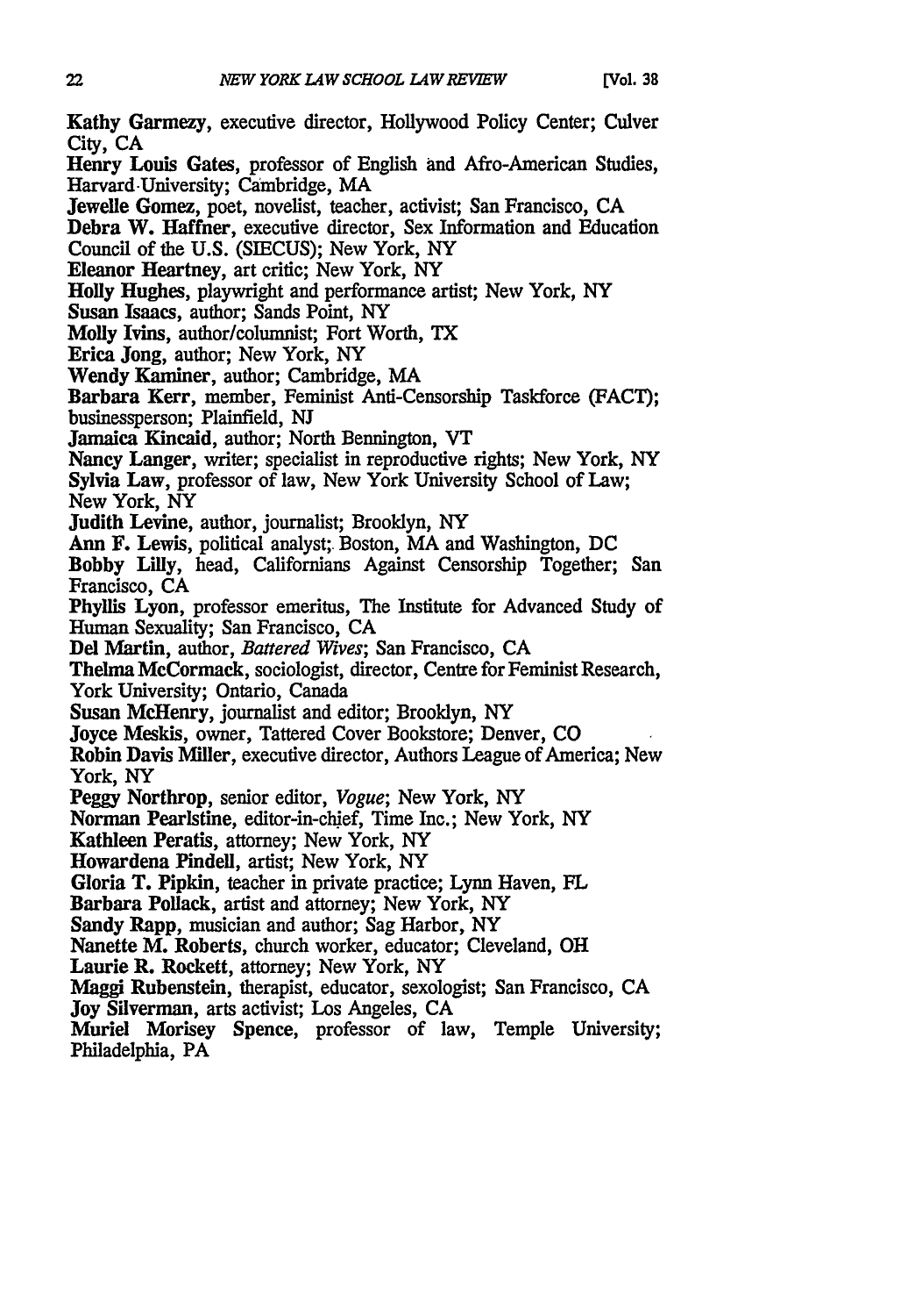**Kathy Garmezy**, executive director, Hollywood Policy Center; Culver City, CA

**Henry Louis Gates**, professor of English and Afro-American Studies, Harvard University; Cambridge, MA

**Jewelle Gomez**, poet, novelist, teacher, activist; San Francisco, CA

**Debra W. Haffner**, executive director, Sex Information and Education Council of the U.S. (SIECUS); New York, NY

**Eleanor Heartney**, art critic; New York, NY

**Holly Hughes**, playwright and performance artist; New York, NY

**Susan Isaacs**, author; Sands Point, NY

**Molly Ivins**, author/columnist; Fort Worth, TX

**Erica Jong**, author; New York, NY

**Wendy Kaminer**, author; Cambridge, MA

**Barbara Kerr**, member, Feminist Anti-Censorship Taskforce (FACT); businessperson; Plainfield, NJ

**Jamaica Kincaid**, author; North Bennington, VT

**Nancy Langer**, writer; specialist in reproductive rights; New York, NY

**Sylvia Law**, professor of law, New York University School of Law; New York, NY

**Judith Levine**, author, journalist; Brooklyn, NY

**Ann F. Lewis**, political analyst; Boston, MA and Washington, DC

**Bobby Lilly**, head, Californians Against Censorship Together; San Francisco, CA

**Phyllis Lyon**, professor emeritus, The Institute for Advanced Study of Human Sexuality; San Francisco, CA

**Del Martin**, author, *Battered Wives*; San Francisco, CA

**Thelma McCormack**, sociologist, director, Centre for Feminist Research, York University; Ontario, Canada

**Susan McHenry**, journalist and editor; Brooklyn, NY

**Joyce Meskis**, owner, Tattered Cover Bookstore; Denver, CO

**Robin Davis Miller**, executive director, Authors League of America; New York, NY

**Peggy Northrop**, senior editor, *Vogue*; New York, NY

**Norman Pearlstine**, editor-in-chief, Time Inc.; New York, NY

**Kathleen Peratis**, attorney; New York, NY

**Howardena Pindell**, artist; New York, NY

**Gloria T. Pipkin**, teacher in private practice; Lynn Haven, FL

**Barbara Pollack**, artist and attorney; New York, NY

**Sandy Rapp**, musician and author; Sag Harbor, NY

**Nanette M. Roberts**, church worker, educator; Cleveland, OH

**Laurie R. Rockett**, attorney; New York, NY

**Maggi Rubenstein**, therapist, educator, sexologist; San Francisco, CA

**Joy Silverman**, arts activist; Los Angeles, CA

**Muriel Morisey Spence**, professor of law, Temple University; Philadelphia, PA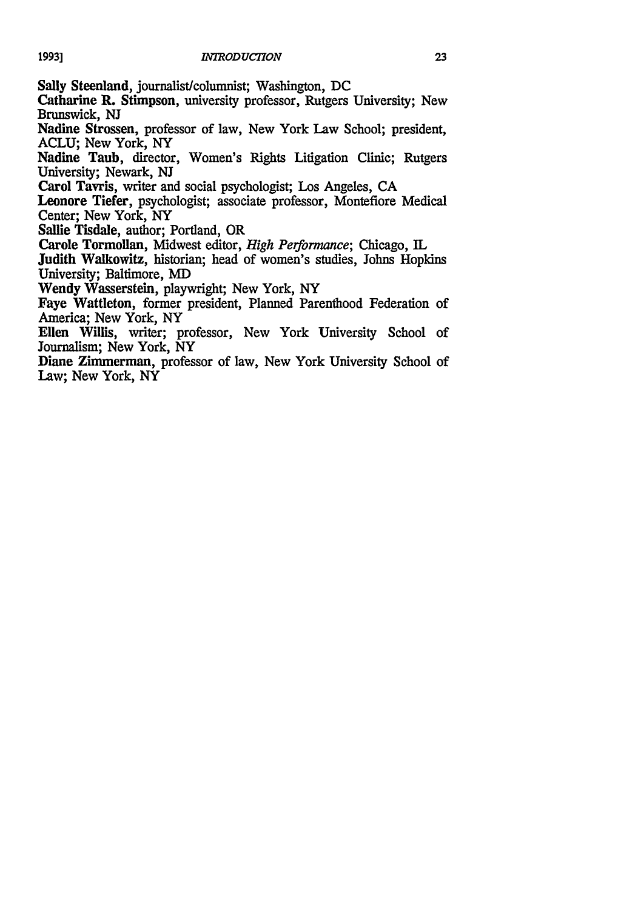**Sally Steenland**, journalist/columnist; Washington, DC

**Catharine R. Stimpson**, university professor, Rutgers University; New Brunswick, NJ

**Nadine Strossen**, professor of law, New York Law School; president, ACLU; New York, NY

**Nadine Taub**, director, Women's Rights Litigation Clinic; Rutgers University; Newark, NJ

**Carol Tavris**, writer and social psychologist; Los Angeles, CA

**Leonore Tiefer**, psychologist; associate professor, Montefiore Medical Center; New York, NY

**Sallie Tisdale**, author; Portland, OR

**Carole Tormollan**, Midwest editor, *High Performance*; Chicago, IL

**Judith Walkowitz**, historian; head of women's studies, Johns Hopkins University; Baltimore, MD

**Wendy Wasserstein**, playwright; New York, NY

**Faye Wattleton**, former president, Planned Parenthood Federation of America; New York, NY

**Ellen Willis**, writer; professor, New York University School of Journalism; New York, NY

**Diane Zimmerman**, professor of law, New York University School of Law; New York, NY